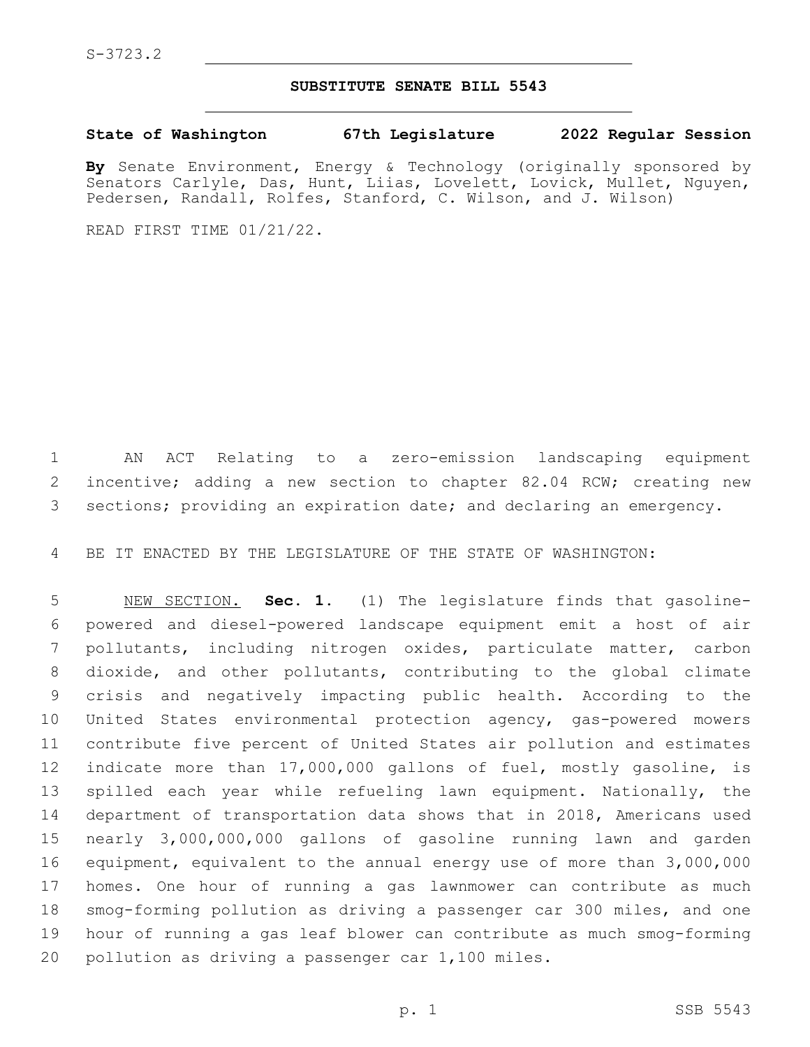S-3723.2

# SUBSTITUTE SENATE BILL 5543

**State of Washington 67th Legislature 2022 Regular Session**

**By** Senate Environment, Energy & Technology (originally sponsored by Senators Carlyle, Das, Hunt, Liias, Lovelett, Lovick, Mullet, Nguyen, Pedersen, Randall, Rolfes, Stanford, C. Wilson, and J. Wilson)

READ FIRST TIME 01/21/22.

AN ACT Relating to a zero-emission landscaping equipment incentive; adding a new section to chapter 82.04 RCW; creating new sections; providing an expiration date; and declaring an emergency.

BE IT ENACTED BY THE LEGISLATURE OF THE STATE OF WASHINGTON:

NEW SECTION. **Sec. 1.** (1) The legislature finds that gasoline-powered and diesel-powered landscape equipment emit a host of air pollutants, including nitrogen oxides, particulate matter, carbon dioxide, and other pollutants, contributing to the global climate crisis and negatively impacting public health. According to the United States environmental protection agency, gas-powered mowers contribute five percent of United States air pollution and estimates indicate more than 17,000,000 gallons of fuel, mostly gasoline, is spilled each year while refueling lawn equipment. Nationally, the department of transportation data shows that in 2018, Americans used nearly 3,000,000,000 gallons of gasoline running lawn and garden equipment, equivalent to the annual energy use of more than 3,000,000 homes. One hour of running a gas lawnmower can contribute as much smog-forming pollution as driving a passenger car 300 miles, and one hour of running a gas leaf blower can contribute as much smog-forming pollution as driving a passenger car 1,100 miles.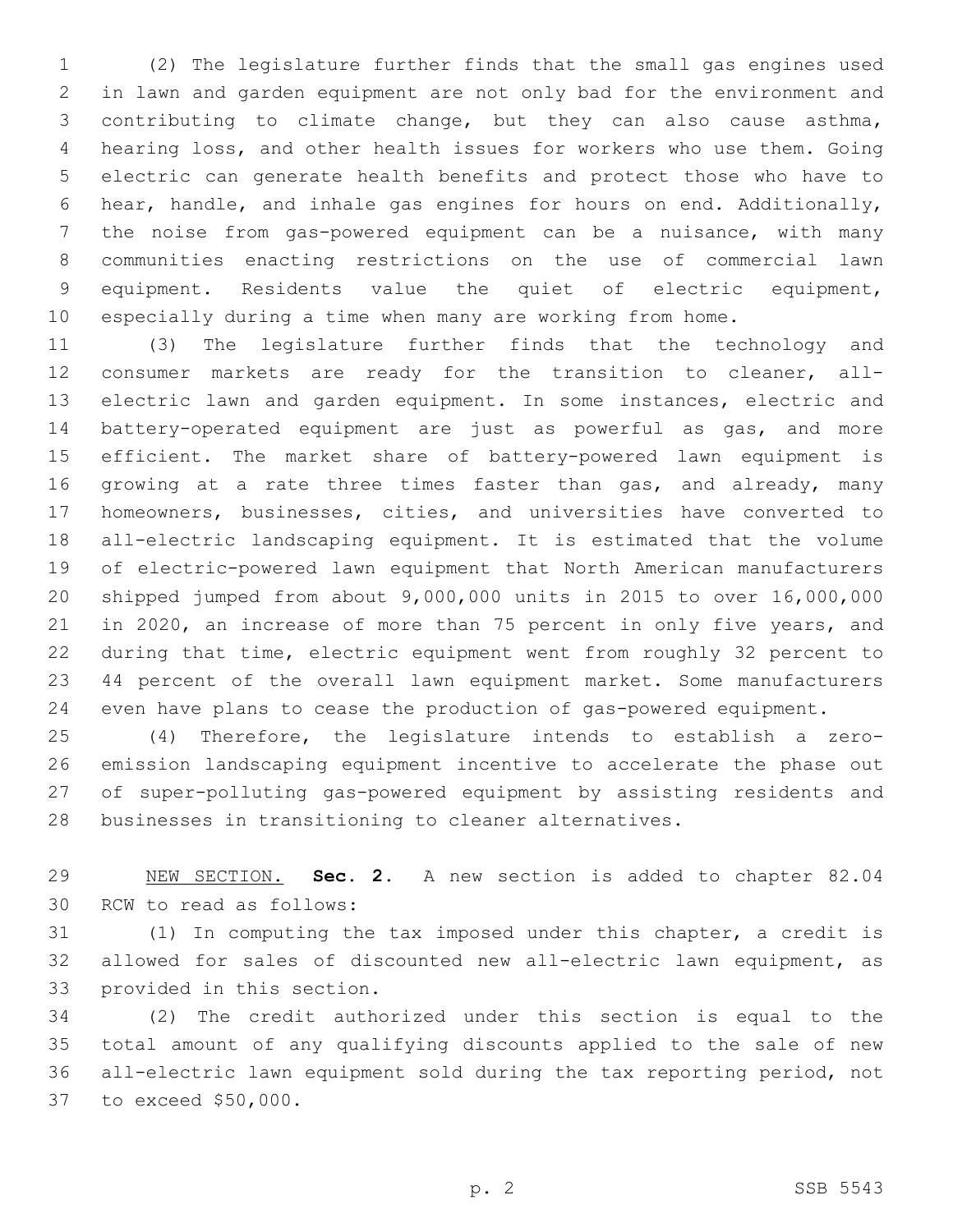(2) The legislature further finds that the small gas engines used in lawn and garden equipment are not only bad for the environment and contributing to climate change, but they can also cause asthma, hearing loss, and other health issues for workers who use them. Going electric can generate health benefits and protect those who have to hear, handle, and inhale gas engines for hours on end. Additionally, the noise from gas-powered equipment can be a nuisance, with many communities enacting restrictions on the use of commercial lawn equipment. Residents value the quiet of electric equipment, especially during a time when many are working from home.

(3) The legislature further finds that the technology and consumer markets are ready for the transition to cleaner, all-electric lawn and garden equipment. In some instances, electric and battery-operated equipment are just as powerful as gas, and more efficient. The market share of battery-powered lawn equipment is growing at a rate three times faster than gas, and already, many homeowners, businesses, cities, and universities have converted to all-electric landscaping equipment. It is estimated that the volume of electric-powered lawn equipment that North American manufacturers shipped jumped from about 9,000,000 units in 2015 to over 16,000,000 in 2020, an increase of more than 75 percent in only five years, and during that time, electric equipment went from roughly 32 percent to 44 percent of the overall lawn equipment market. Some manufacturers even have plans to cease the production of gas-powered equipment.

(4) Therefore, the legislature intends to establish a zero-emission landscaping equipment incentive to accelerate the phase out of super-polluting gas-powered equipment by assisting residents and businesses in transitioning to cleaner alternatives.

NEW SECTION. **Sec. 2.** A new section is added to chapter 82.04 RCW to read as follows:

(1) In computing the tax imposed under this chapter, a credit is allowed for sales of discounted new all-electric lawn equipment, as provided in this section.

(2) The credit authorized under this section is equal to the total amount of any qualifying discounts applied to the sale of new all-electric lawn equipment sold during the tax reporting period, not to exceed $50,000.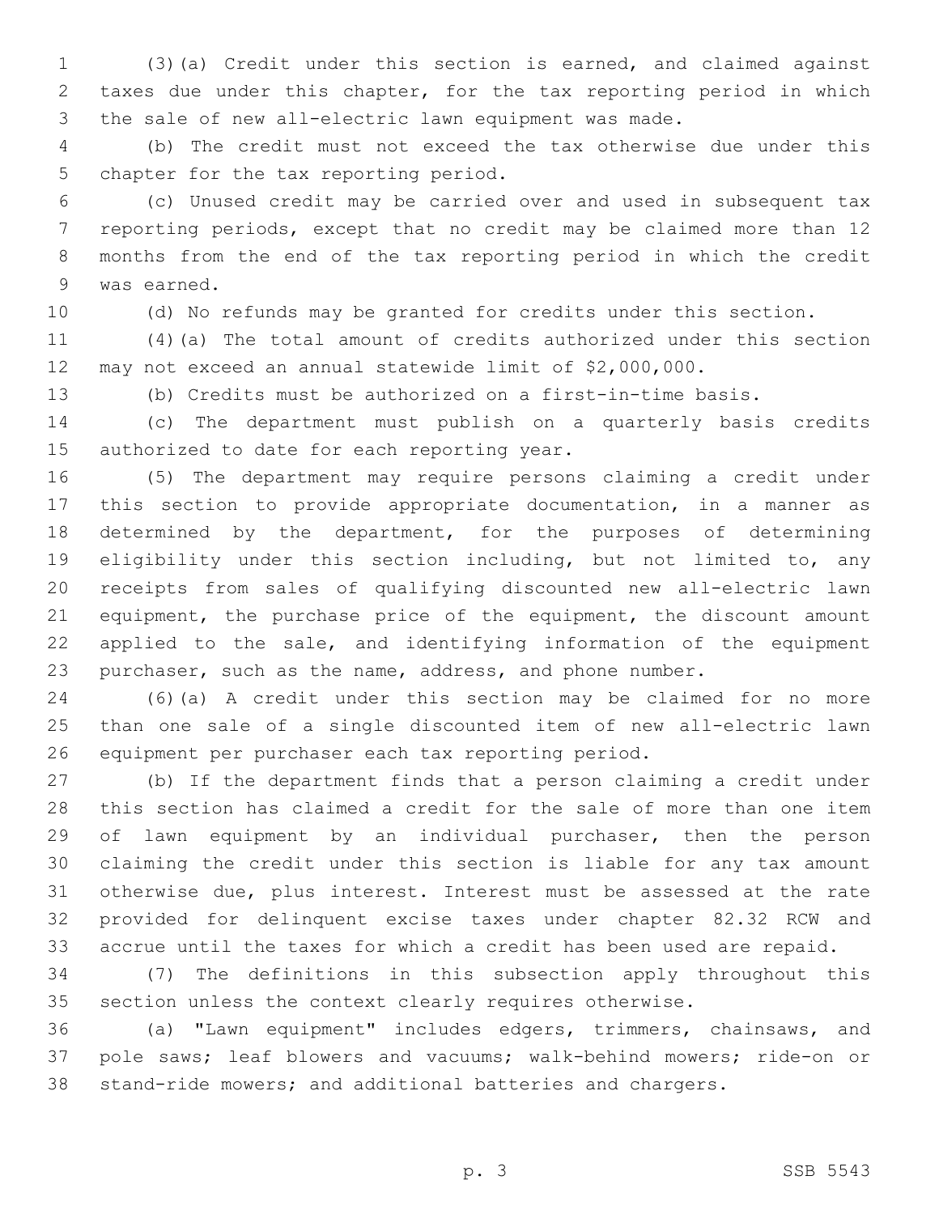(3)(a) Credit under this section is earned, and claimed against taxes due under this chapter, for the tax reporting period in which the sale of new all-electric lawn equipment was made.

(b) The credit must not exceed the tax otherwise due under this chapter for the tax reporting period.

(c) Unused credit may be carried over and used in subsequent tax reporting periods, except that no credit may be claimed more than 12 months from the end of the tax reporting period in which the credit was earned.

(d) No refunds may be granted for credits under this section.

(4)(a) The total amount of credits authorized under this section may not exceed an annual statewide limit of $2,000,000.

(b) Credits must be authorized on a first-in-time basis.

(c) The department must publish on a quarterly basis credits authorized to date for each reporting year.

(5) The department may require persons claiming a credit under this section to provide appropriate documentation, in a manner as determined by the department, for the purposes of determining eligibility under this section including, but not limited to, any receipts from sales of qualifying discounted new all-electric lawn equipment, the purchase price of the equipment, the discount amount applied to the sale, and identifying information of the equipment purchaser, such as the name, address, and phone number.

(6)(a) A credit under this section may be claimed for no more than one sale of a single discounted item of new all-electric lawn equipment per purchaser each tax reporting period.

(b) If the department finds that a person claiming a credit under this section has claimed a credit for the sale of more than one item of lawn equipment by an individual purchaser, then the person claiming the credit under this section is liable for any tax amount otherwise due, plus interest. Interest must be assessed at the rate provided for delinquent excise taxes under chapter 82.32 RCW and accrue until the taxes for which a credit has been used are repaid.

(7) The definitions in this subsection apply throughout this section unless the context clearly requires otherwise.

(a) "Lawn equipment" includes edgers, trimmers, chainsaws, and pole saws; leaf blowers and vacuums; walk-behind mowers; ride-on or stand-ride mowers; and additional batteries and chargers.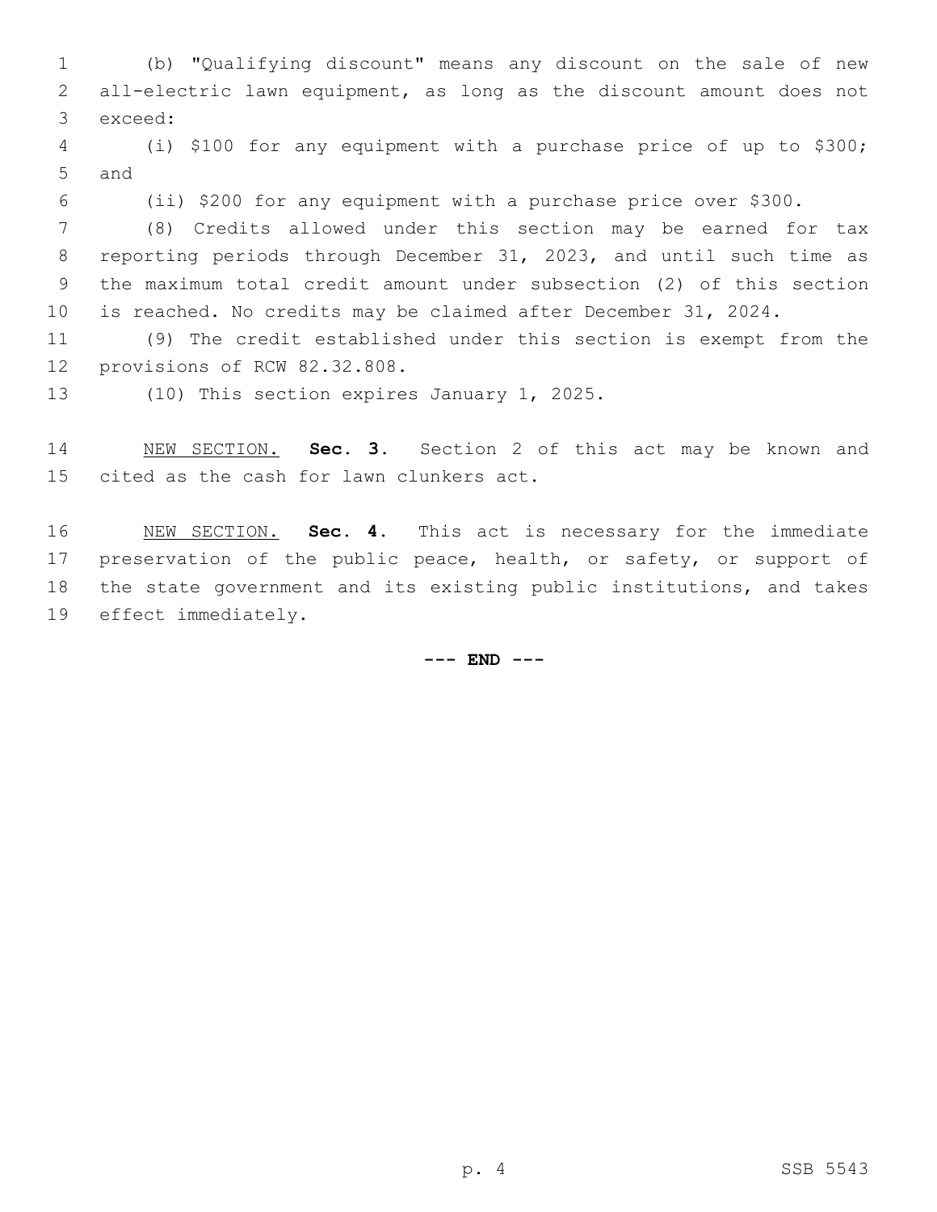(b) "Qualifying discount" means any discount on the sale of new all-electric lawn equipment, as long as the discount amount does not exceed:

(i) $100 for any equipment with a purchase price of up to $300; and

(ii) $200 for any equipment with a purchase price over $300.

(8) Credits allowed under this section may be earned for tax reporting periods through December 31, 2023, and until such time as the maximum total credit amount under subsection (2) of this section is reached. No credits may be claimed after December 31, 2024.

(9) The credit established under this section is exempt from the provisions of RCW 82.32.808.

(10) This section expires January 1, 2025.

NEW SECTION. **Sec. 3.** Section 2 of this act may be known and cited as the cash for lawn clunkers act.

NEW SECTION. **Sec. 4.** This act is necessary for the immediate preservation of the public peace, health, or safety, or support of the state government and its existing public institutions, and takes effect immediately.

**--- END ---**